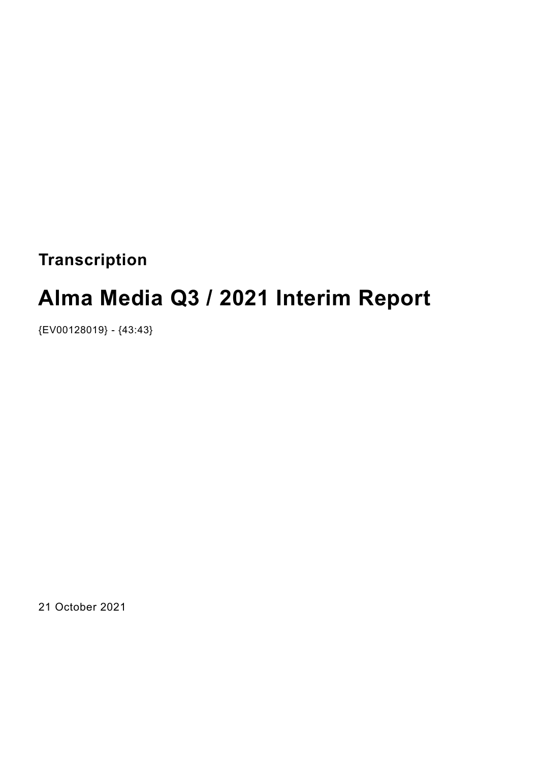**Transcription**

# Alma Media Q3 / 2021 Interim Report

{EV00128019} - {43:43}

21 October 2021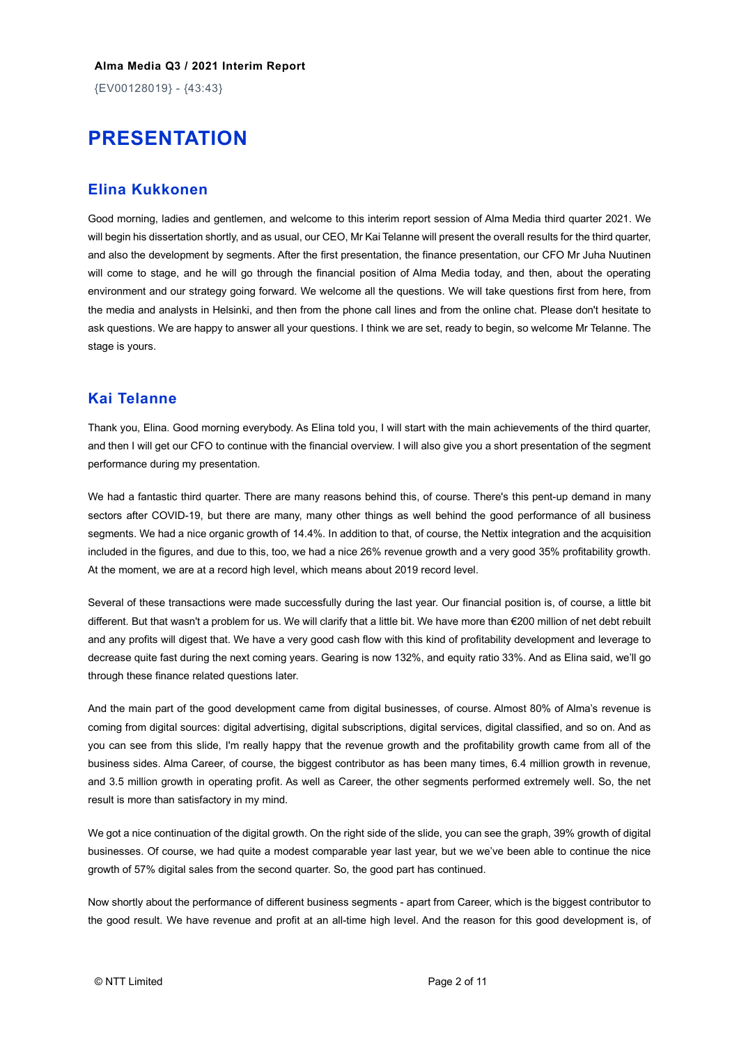**Alma Media Q3 / 2021 Interim Report**

{EV00128019} - {43:43}

# PRESENTATION

## Elina Kukkonen

Good morning, ladies and gentlemen, and welcome to this interim report session of Alma Media third quarter 2021. We will begin his dissertation shortly, and as usual, our CEO, Mr Kai Telanne will present the overall results for the third quarter, and also the development by segments. After the first presentation, the finance presentation, our CFO Mr Juha Nuutinen will come to stage, and he will go through the financial position of Alma Media today, and then, about the operating environment and our strategy going forward. We welcome all the questions. We will take questions first from here, from the media and analysts in Helsinki, and then from the phone call lines and from the online chat. Please don't hesitate to ask questions. We are happy to answer all your questions. I think we are set, ready to begin, so welcome Mr Telanne. The stage is yours.

## Kai Telanne

Thank you, Elina. Good morning everybody. As Elina told you, I will start with the main achievements of the third quarter, and then I will get our CFO to continue with the financial overview. I will also give you a short presentation of the segment performance during my presentation.

We had a fantastic third quarter. There are many reasons behind this, of course. There's this pent-up demand in many sectors after COVID-19, but there are many, many other things as well behind the good performance of all business segments. We had a nice organic growth of 14.4%. In addition to that, of course, the Nettix integration and the acquisition included in the figures, and due to this, too, we had a nice 26% revenue growth and a very good 35% profitability growth. At the moment, we are at a record high level, which means about 2019 record level.

Several of these transactions were made successfully during the last year. Our financial position is, of course, a little bit different. But that wasn't a problem for us. We will clarify that a little bit. We have more than €200 million of net debt rebuilt and any profits will digest that. We have a very good cash flow with this kind of profitability development and leverage to decrease quite fast during the next coming years. Gearing is now 132%, and equity ratio 33%. And as Elina said, we'll go through these finance related questions later.

And the main part of the good development came from digital businesses, of course. Almost 80% of Alma's revenue is coming from digital sources: digital advertising, digital subscriptions, digital services, digital classified, and so on. And as you can see from this slide, I'm really happy that the revenue growth and the profitability growth came from all of the business sides. Alma Career, of course, the biggest contributor as has been many times, 6.4 million growth in revenue, and 3.5 million growth in operating profit. As well as Career, the other segments performed extremely well. So, the net result is more than satisfactory in my mind.

We got a nice continuation of the digital growth. On the right side of the slide, you can see the graph, 39% growth of digital businesses. Of course, we had quite a modest comparable year last year, but we we've been able to continue the nice growth of 57% digital sales from the second quarter. So, the good part has continued.

Now shortly about the performance of different business segments - apart from Career, which is the biggest contributor to the good result. We have revenue and profit at an all-time high level. And the reason for this good development is, of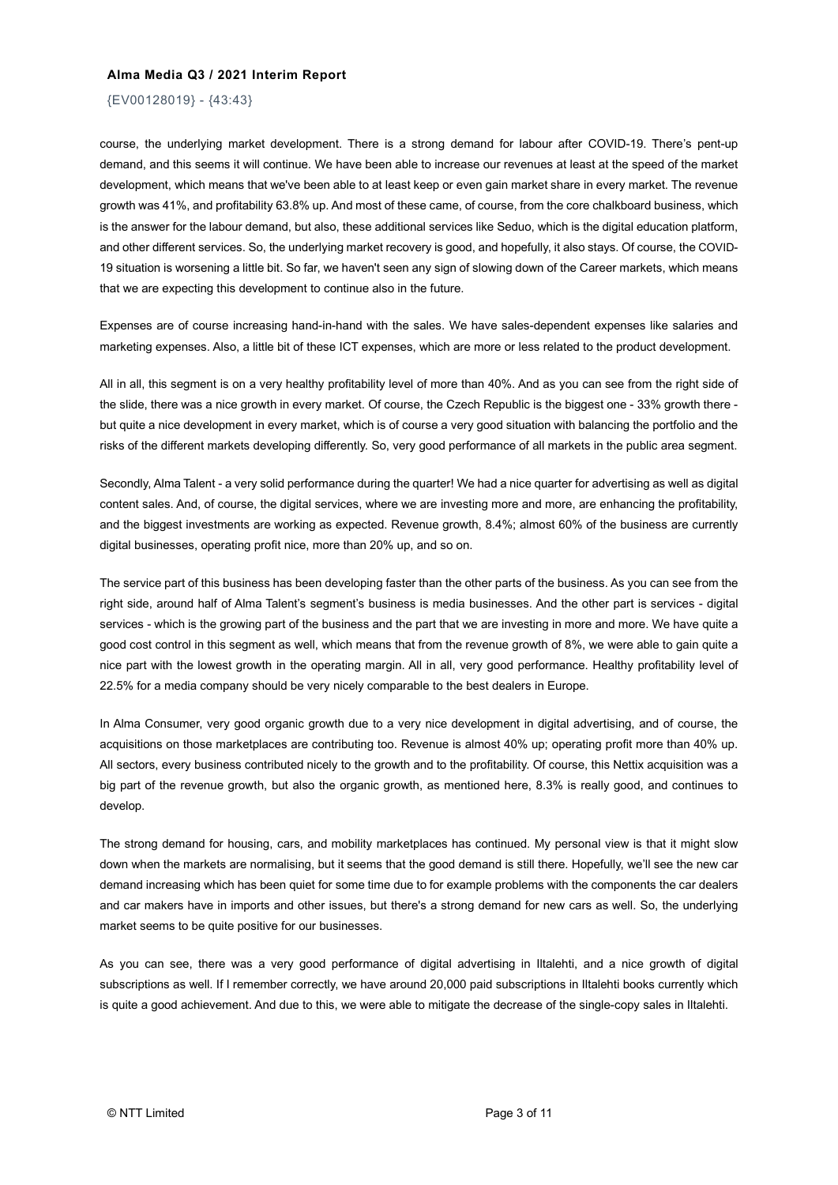course, the underlying market development. There is a strong demand for labour after COVID-19. There's pent-up demand, and this seems it will continue. We have been able to increase our revenues at least at the speed of the market development, which means that we've been able to at least keep or even gain market share in every market. The revenue growth was 41%, and profitability 63.8% up. And most of these came, of course, from the core chalkboard business, which is the answer for the labour demand, but also, these additional services like Seduo, which is the digital education platform, and other different services. So, the underlying market recovery is good, and hopefully, it also stays. Of course, the COVID-19 situation is worsening a little bit. So far, we haven't seen any sign of slowing down of the Career markets, which means that we are expecting this development to continue also in the future.

Expenses are of course increasing hand-in-hand with the sales. We have sales-dependent expenses like salaries and marketing expenses. Also, a little bit of these ICT expenses, which are more or less related to the product development.

All in all, this segment is on a very healthy profitability level of more than 40%. And as you can see from the right side of the slide, there was a nice growth in every market. Of course, the Czech Republic is the biggest one - 33% growth there - but quite a nice development in every market, which is of course a very good situation with balancing the portfolio and the risks of the different markets developing differently. So, very good performance of all markets in the public area segment.

Secondly, Alma Talent - a very solid performance during the quarter! We had a nice quarter for advertising as well as digital content sales. And, of course, the digital services, where we are investing more and more, are enhancing the profitability, and the biggest investments are working as expected. Revenue growth, 8.4%; almost 60% of the business are currently digital businesses, operating profit nice, more than 20% up, and so on.

The service part of this business has been developing faster than the other parts of the business. As you can see from the right side, around half of Alma Talent's segment's business is media businesses. And the other part is services - digital services - which is the growing part of the business and the part that we are investing in more and more. We have quite a good cost control in this segment as well, which means that from the revenue growth of 8%, we were able to gain quite a nice part with the lowest growth in the operating margin. All in all, very good performance. Healthy profitability level of 22.5% for a media company should be very nicely comparable to the best dealers in Europe.

In Alma Consumer, very good organic growth due to a very nice development in digital advertising, and of course, the acquisitions on those marketplaces are contributing too. Revenue is almost 40% up; operating profit more than 40% up. All sectors, every business contributed nicely to the growth and to the profitability. Of course, this Nettix acquisition was a big part of the revenue growth, but also the organic growth, as mentioned here, 8.3% is really good, and continues to develop.

The strong demand for housing, cars, and mobility marketplaces has continued. My personal view is that it might slow down when the markets are normalising, but it seems that the good demand is still there. Hopefully, we'll see the new car demand increasing which has been quiet for some time due to for example problems with the components the car dealers and car makers have in imports and other issues, but there's a strong demand for new cars as well. So, the underlying market seems to be quite positive for our businesses.

As you can see, there was a very good performance of digital advertising in Iltalehti, and a nice growth of digital subscriptions as well. If I remember correctly, we have around 20,000 paid subscriptions in Iltalehti books currently which is quite a good achievement. And due to this, we were able to mitigate the decrease of the single-copy sales in Iltalehti.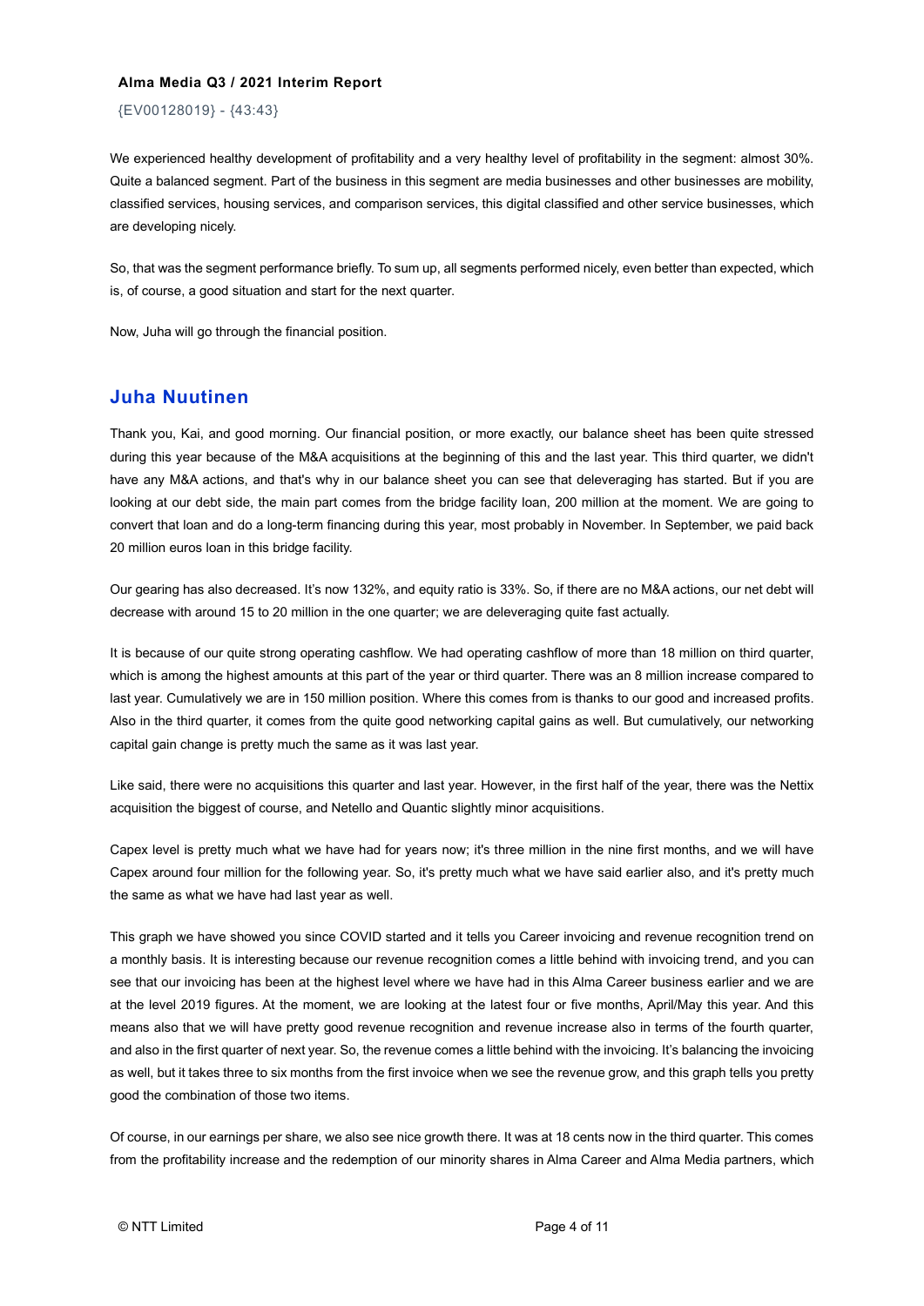We experienced healthy development of profitability and a very healthy level of profitability in the segment: almost 30%. Quite a balanced segment. Part of the business in this segment are media businesses and other businesses are mobility, classified services, housing services, and comparison services, this digital classified and other service businesses, which are developing nicely.

So, that was the segment performance briefly. To sum up, all segments performed nicely, even better than expected, which is, of course, a good situation and start for the next quarter.

Now, Juha will go through the financial position.

## Juha Nuutinen

Thank you, Kai, and good morning. Our financial position, or more exactly, our balance sheet has been quite stressed during this year because of the M&A acquisitions at the beginning of this and the last year. This third quarter, we didn't have any M&A actions, and that's why in our balance sheet you can see that deleveraging has started. But if you are looking at our debt side, the main part comes from the bridge facility loan, 200 million at the moment. We are going to convert that loan and do a long-term financing during this year, most probably in November. In September, we paid back 20 million euros loan in this bridge facility.

Our gearing has also decreased. It's now 132%, and equity ratio is 33%. So, if there are no M&A actions, our net debt will decrease with around 15 to 20 million in the one quarter; we are deleveraging quite fast actually.

It is because of our quite strong operating cashflow. We had operating cashflow of more than 18 million on third quarter, which is among the highest amounts at this part of the year or third quarter. There was an 8 million increase compared to last year. Cumulatively we are in 150 million position. Where this comes from is thanks to our good and increased profits. Also in the third quarter, it comes from the quite good networking capital gains as well. But cumulatively, our networking capital gain change is pretty much the same as it was last year.

Like said, there were no acquisitions this quarter and last year. However, in the first half of the year, there was the Nettix acquisition the biggest of course, and Netello and Quantic slightly minor acquisitions.

Capex level is pretty much what we have had for years now; it's three million in the nine first months, and we will have Capex around four million for the following year. So, it's pretty much what we have said earlier also, and it's pretty much the same as what we have had last year as well.

This graph we have showed you since COVID started and it tells you Career invoicing and revenue recognition trend on a monthly basis. It is interesting because our revenue recognition comes a little behind with invoicing trend, and you can see that our invoicing has been at the highest level where we have had in this Alma Career business earlier and we are at the level 2019 figures. At the moment, we are looking at the latest four or five months, April/May this year. And this means also that we will have pretty good revenue recognition and revenue increase also in terms of the fourth quarter, and also in the first quarter of next year. So, the revenue comes a little behind with the invoicing. It's balancing the invoicing as well, but it takes three to six months from the first invoice when we see the revenue grow, and this graph tells you pretty good the combination of those two items.

Of course, in our earnings per share, we also see nice growth there. It was at 18 cents now in the third quarter. This comes from the profitability increase and the redemption of our minority shares in Alma Career and Alma Media partners, which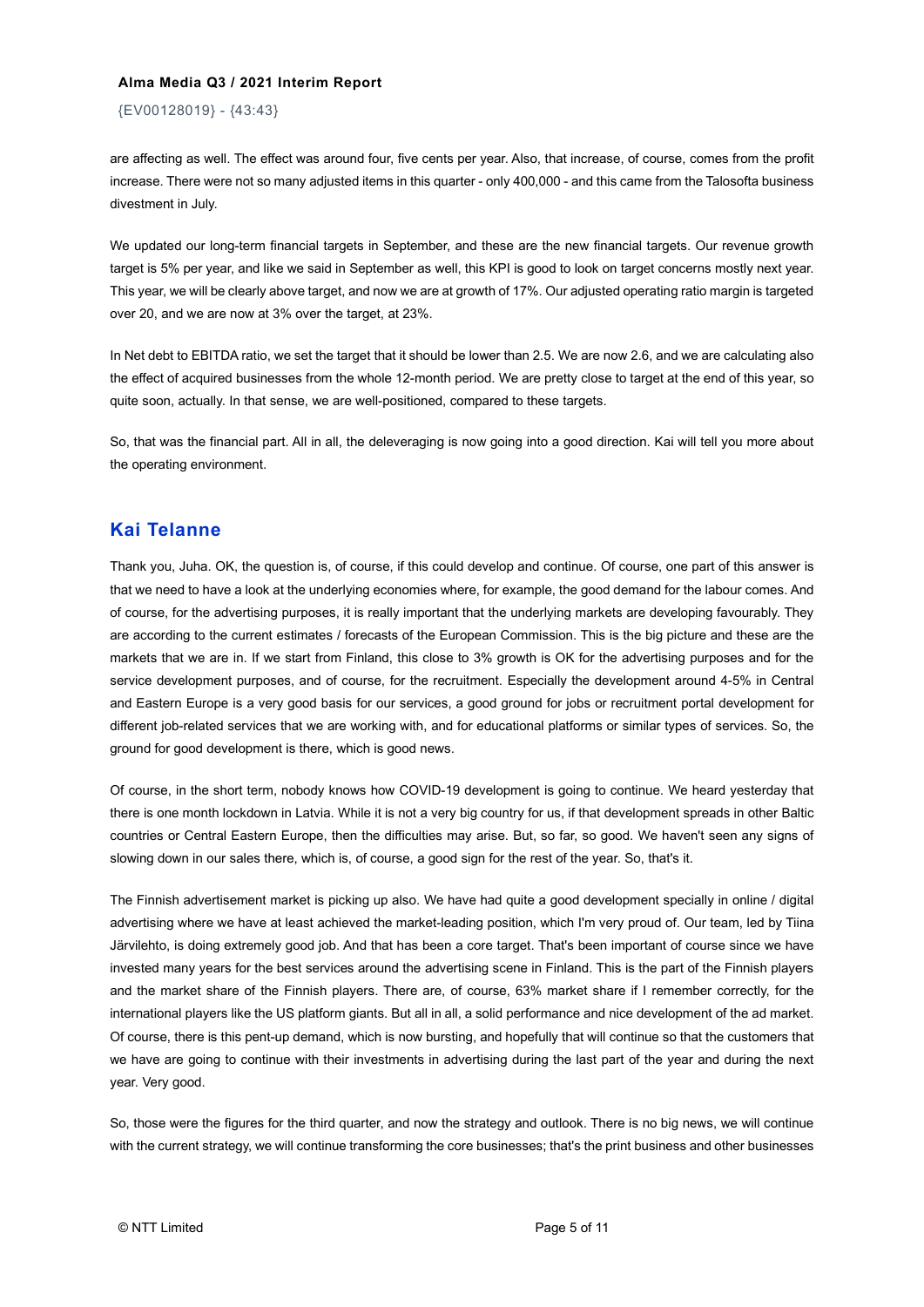are affecting as well. The effect was around four, five cents per year. Also, that increase, of course, comes from the profit increase. There were not so many adjusted items in this quarter - only 400,000 - and this came from the Talosofta business divestment in July.

We updated our long-term financial targets in September, and these are the new financial targets. Our revenue growth target is 5% per year, and like we said in September as well, this KPI is good to look on target concerns mostly next year. This year, we will be clearly above target, and now we are at growth of 17%. Our adjusted operating ratio margin is targeted over 20, and we are now at 3% over the target, at 23%.

In Net debt to EBITDA ratio, we set the target that it should be lower than 2.5. We are now 2.6, and we are calculating also the effect of acquired businesses from the whole 12-month period. We are pretty close to target at the end of this year, so quite soon, actually. In that sense, we are well-positioned, compared to these targets.

So, that was the financial part. All in all, the deleveraging is now going into a good direction. Kai will tell you more about the operating environment.

## Kai Telanne

Thank you, Juha. OK, the question is, of course, if this could develop and continue. Of course, one part of this answer is that we need to have a look at the underlying economies where, for example, the good demand for the labour comes. And of course, for the advertising purposes, it is really important that the underlying markets are developing favourably. They are according to the current estimates / forecasts of the European Commission. This is the big picture and these are the markets that we are in. If we start from Finland, this close to 3% growth is OK for the advertising purposes and for the service development purposes, and of course, for the recruitment. Especially the development around 4-5% in Central and Eastern Europe is a very good basis for our services, a good ground for jobs or recruitment portal development for different job-related services that we are working with, and for educational platforms or similar types of services. So, the ground for good development is there, which is good news.

Of course, in the short term, nobody knows how COVID-19 development is going to continue. We heard yesterday that there is one month lockdown in Latvia. While it is not a very big country for us, if that development spreads in other Baltic countries or Central Eastern Europe, then the difficulties may arise. But, so far, so good. We haven't seen any signs of slowing down in our sales there, which is, of course, a good sign for the rest of the year. So, that's it.

The Finnish advertisement market is picking up also. We have had quite a good development specially in online / digital advertising where we have at least achieved the market-leading position, which I'm very proud of. Our team, led by Tiina Järvilehto, is doing extremely good job. And that has been a core target. That's been important of course since we have invested many years for the best services around the advertising scene in Finland. This is the part of the Finnish players and the market share of the Finnish players. There are, of course, 63% market share if I remember correctly, for the international players like the US platform giants. But all in all, a solid performance and nice development of the ad market. Of course, there is this pent-up demand, which is now bursting, and hopefully that will continue so that the customers that we have are going to continue with their investments in advertising during the last part of the year and during the next year. Very good.

So, those were the figures for the third quarter, and now the strategy and outlook. There is no big news, we will continue with the current strategy, we will continue transforming the core businesses; that's the print business and other businesses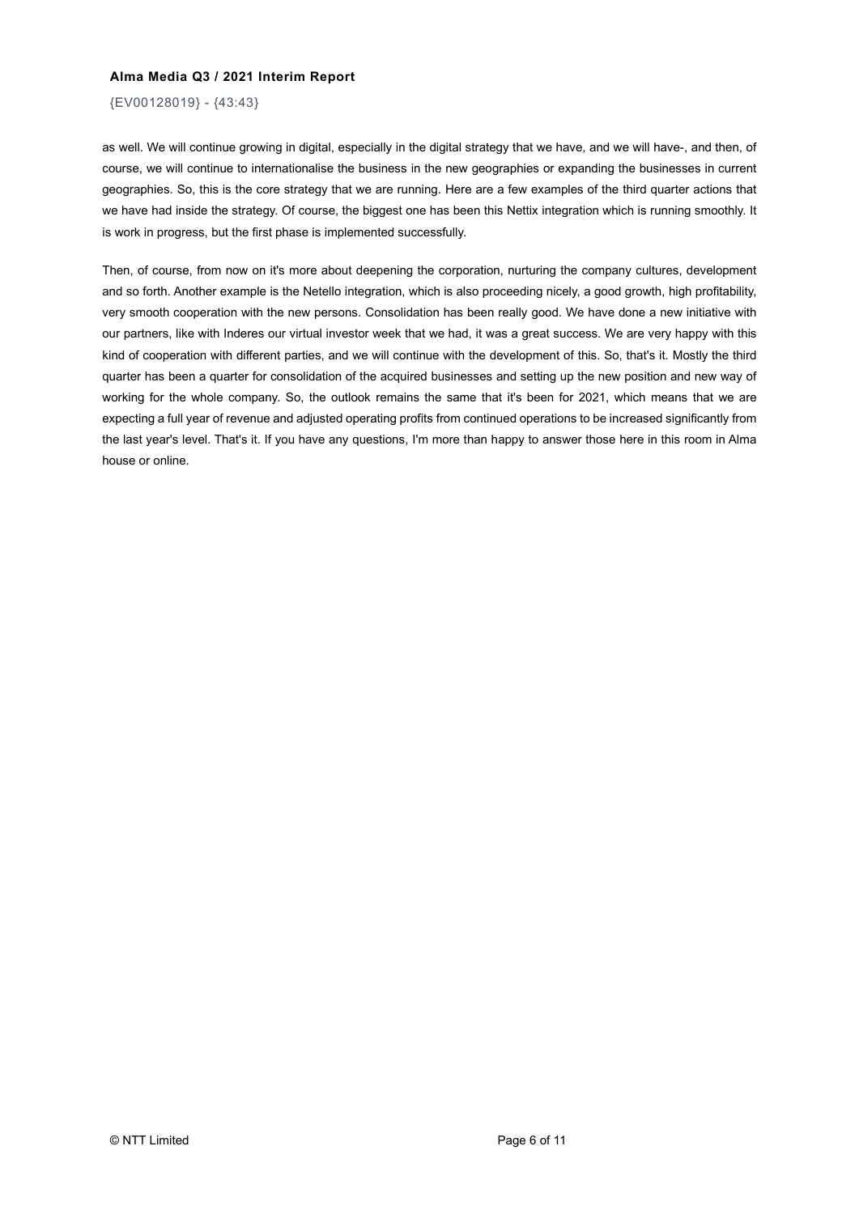{EV00128019} - {43:43}

as well. We will continue growing in digital, especially in the digital strategy that we have, and we will have-, and then, of course, we will continue to internationalise the business in the new geographies or expanding the businesses in current geographies. So, this is the core strategy that we are running. Here are a few examples of the third quarter actions that we have had inside the strategy. Of course, the biggest one has been this Nettix integration which is running smoothly. It is work in progress, but the first phase is implemented successfully.

Then, of course, from now on it's more about deepening the corporation, nurturing the company cultures, development and so forth. Another example is the Netello integration, which is also proceeding nicely, a good growth, high profitability, very smooth cooperation with the new persons. Consolidation has been really good. We have done a new initiative with our partners, like with Inderes our virtual investor week that we had, it was a great success. We are very happy with this kind of cooperation with different parties, and we will continue with the development of this. So, that's it. Mostly the third quarter has been a quarter for consolidation of the acquired businesses and setting up the new position and new way of working for the whole company. So, the outlook remains the same that it's been for 2021, which means that we are expecting a full year of revenue and adjusted operating profits from continued operations to be increased significantly from the last year's level. That's it. If you have any questions, I'm more than happy to answer those here in this room in Alma house or online.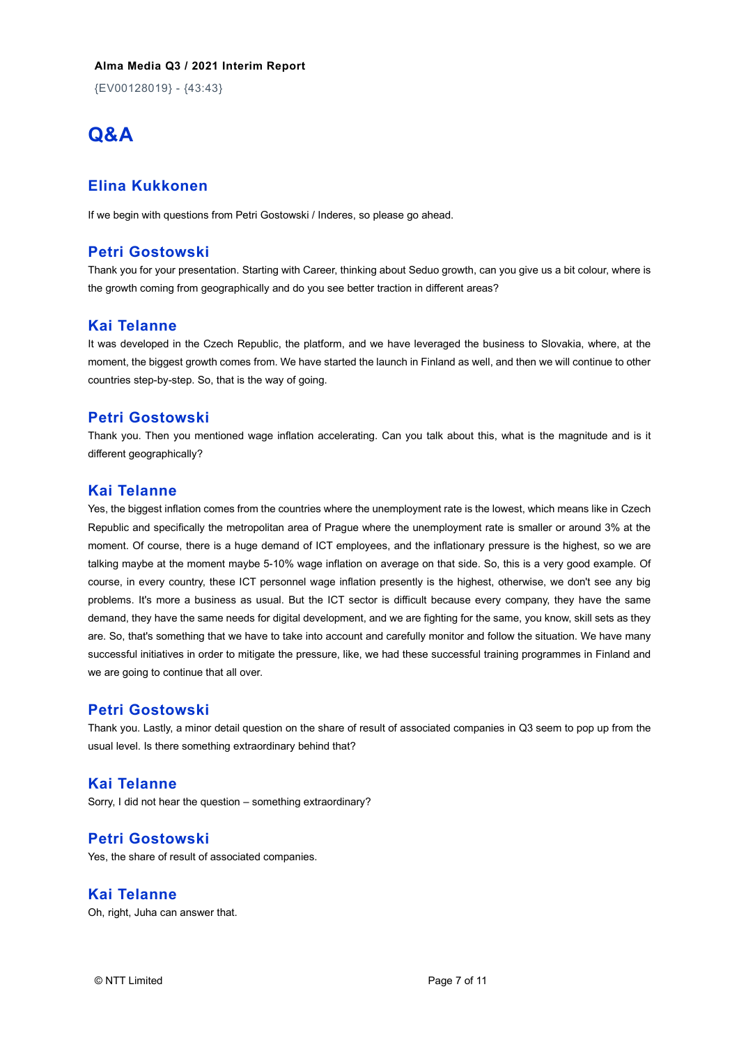## Q&A

### Elina Kukkonen

If we begin with questions from Petri Gostowski / Inderes, so please go ahead.

### Petri Gostowski

Thank you for your presentation. Starting with Career, thinking about Seduo growth, can you give us a bit colour, where is the growth coming from geographically and do you see better traction in different areas?

### Kai Telanne

It was developed in the Czech Republic, the platform, and we have leveraged the business to Slovakia, where, at the moment, the biggest growth comes from. We have started the launch in Finland as well, and then we will continue to other countries step-by-step. So, that is the way of going.

### Petri Gostowski

Thank you. Then you mentioned wage inflation accelerating. Can you talk about this, what is the magnitude and is it different geographically?

### Kai Telanne

Yes, the biggest inflation comes from the countries where the unemployment rate is the lowest, which means like in Czech Republic and specifically the metropolitan area of Prague where the unemployment rate is smaller or around 3% at the moment. Of course, there is a huge demand of ICT employees, and the inflationary pressure is the highest, so we are talking maybe at the moment maybe 5-10% wage inflation on average on that side. So, this is a very good example. Of course, in every country, these ICT personnel wage inflation presently is the highest, otherwise, we don't see any big problems. It's more a business as usual. But the ICT sector is difficult because every company, they have the same demand, they have the same needs for digital development, and we are fighting for the same, you know, skill sets as they are. So, that's something that we have to take into account and carefully monitor and follow the situation. We have many successful initiatives in order to mitigate the pressure, like, we had these successful training programmes in Finland and we are going to continue that all over.

### Petri Gostowski

Thank you. Lastly, a minor detail question on the share of result of associated companies in Q3 seem to pop up from the usual level. Is there something extraordinary behind that?

### Kai Telanne

Sorry, I did not hear the question – something extraordinary?

### Petri Gostowski

Yes, the share of result of associated companies.

### Kai Telanne

Oh, right, Juha can answer that.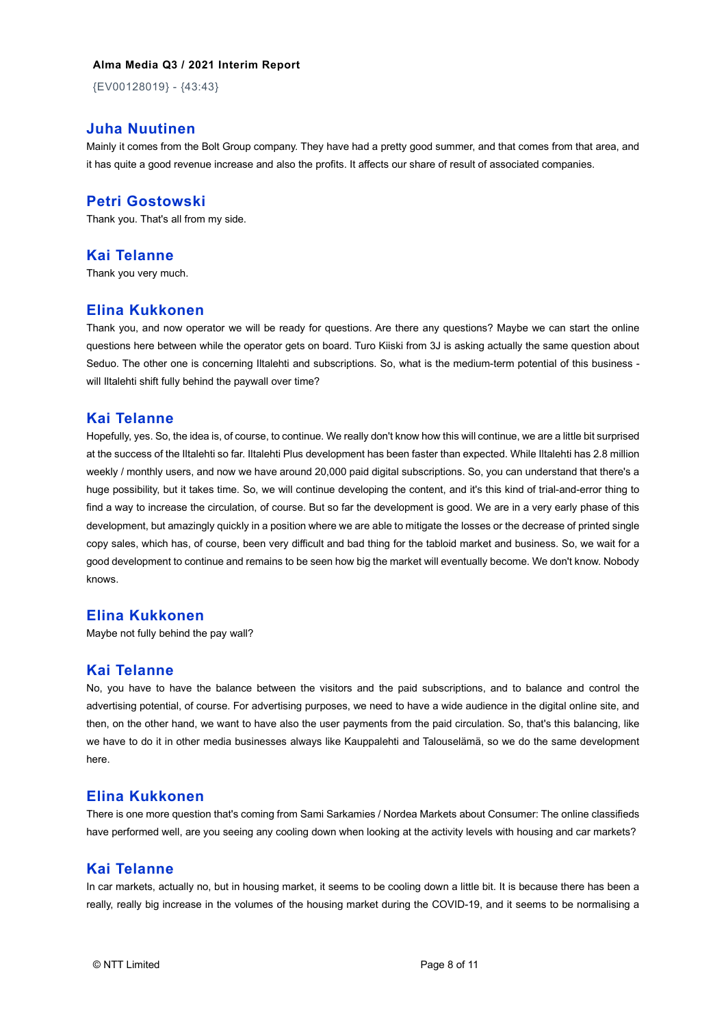## Juha Nuutinen

Mainly it comes from the Bolt Group company. They have had a pretty good summer, and that comes from that area, and it has quite a good revenue increase and also the profits. It affects our share of result of associated companies.

## Petri Gostowski

Thank you. That's all from my side.

## Kai Telanne

Thank you very much.

## Elina Kukkonen

Thank you, and now operator we will be ready for questions. Are there any questions? Maybe we can start the online questions here between while the operator gets on board. Turo Kiiski from 3J is asking actually the same question about Seduo. The other one is concerning Iltalehti and subscriptions. So, what is the medium-term potential of this business - will Iltalehti shift fully behind the paywall over time?

## Kai Telanne

Hopefully, yes. So, the idea is, of course, to continue. We really don't know how this will continue, we are a little bit surprised at the success of the Iltalehti so far. Iltalehti Plus development has been faster than expected. While Iltalehti has 2.8 million weekly / monthly users, and now we have around 20,000 paid digital subscriptions. So, you can understand that there's a huge possibility, but it takes time. So, we will continue developing the content, and it's this kind of trial-and-error thing to find a way to increase the circulation, of course. But so far the development is good. We are in a very early phase of this development, but amazingly quickly in a position where we are able to mitigate the losses or the decrease of printed single copy sales, which has, of course, been very difficult and bad thing for the tabloid market and business. So, we wait for a good development to continue and remains to be seen how big the market will eventually become. We don't know. Nobody knows.

## Elina Kukkonen

Maybe not fully behind the pay wall?

## Kai Telanne

No, you have to have the balance between the visitors and the paid subscriptions, and to balance and control the advertising potential, of course. For advertising purposes, we need to have a wide audience in the digital online site, and then, on the other hand, we want to have also the user payments from the paid circulation. So, that's this balancing, like we have to do it in other media businesses always like Kauppalehti and Talouselämä, so we do the same development here.

## Elina Kukkonen

There is one more question that's coming from Sami Sarkamies / Nordea Markets about Consumer: The online classifieds have performed well, are you seeing any cooling down when looking at the activity levels with housing and car markets?

## Kai Telanne

In car markets, actually no, but in housing market, it seems to be cooling down a little bit. It is because there has been a really, really big increase in the volumes of the housing market during the COVID-19, and it seems to be normalising a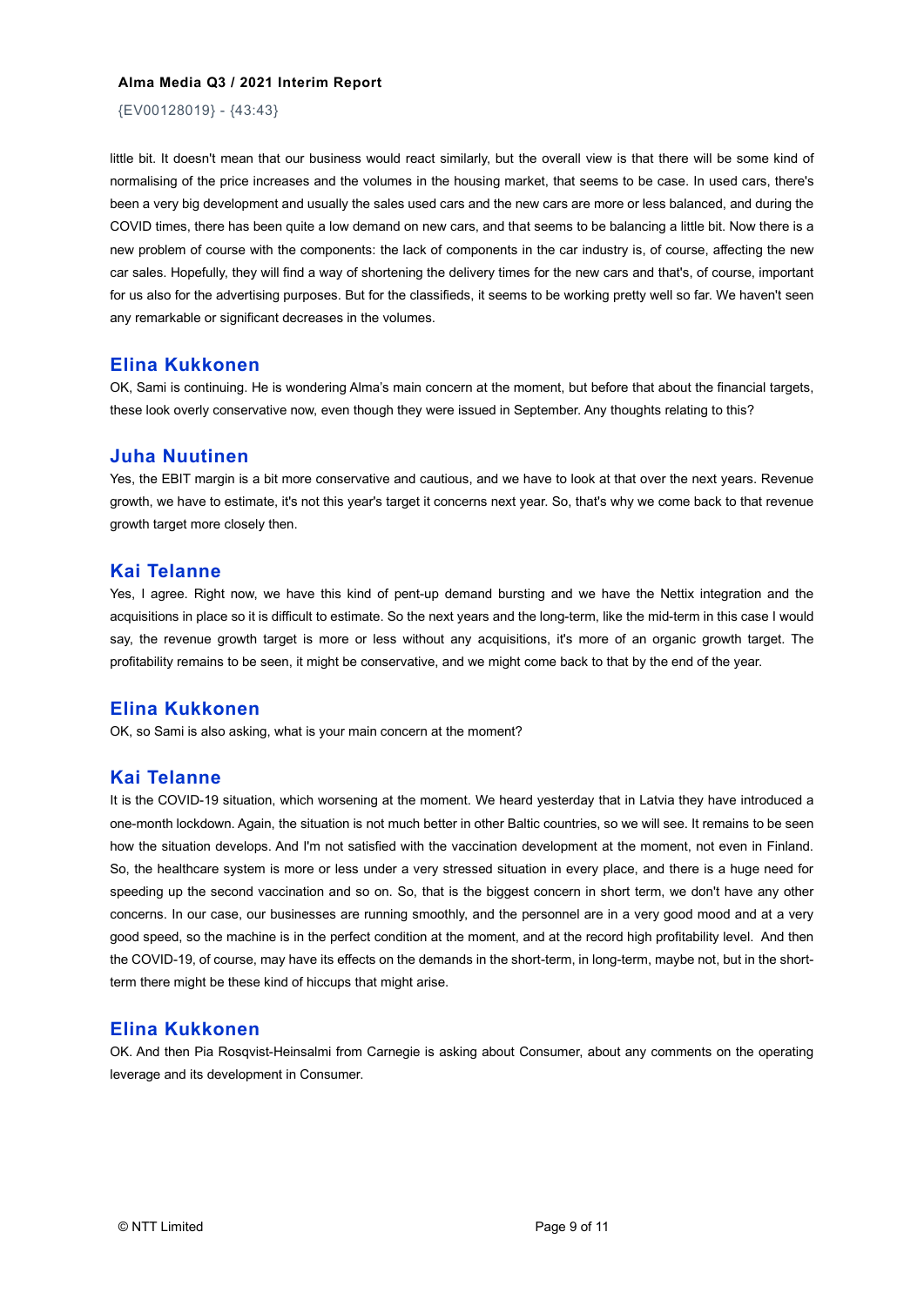little bit. It doesn't mean that our business would react similarly, but the overall view is that there will be some kind of normalising of the price increases and the volumes in the housing market, that seems to be case. In used cars, there's been a very big development and usually the sales used cars and the new cars are more or less balanced, and during the COVID times, there has been quite a low demand on new cars, and that seems to be balancing a little bit. Now there is a new problem of course with the components: the lack of components in the car industry is, of course, affecting the new car sales. Hopefully, they will find a way of shortening the delivery times for the new cars and that's, of course, important for us also for the advertising purposes. But for the classifieds, it seems to be working pretty well so far. We haven't seen any remarkable or significant decreases in the volumes.

## Elina Kukkonen

OK, Sami is continuing. He is wondering Alma's main concern at the moment, but before that about the financial targets, these look overly conservative now, even though they were issued in September. Any thoughts relating to this?

## Juha Nuutinen

Yes, the EBIT margin is a bit more conservative and cautious, and we have to look at that over the next years. Revenue growth, we have to estimate, it's not this year's target it concerns next year. So, that's why we come back to that revenue growth target more closely then.

## Kai Telanne

Yes, I agree. Right now, we have this kind of pent-up demand bursting and we have the Nettix integration and the acquisitions in place so it is difficult to estimate. So the next years and the long-term, like the mid-term in this case I would say, the revenue growth target is more or less without any acquisitions, it's more of an organic growth target. The profitability remains to be seen, it might be conservative, and we might come back to that by the end of the year.

## Elina Kukkonen

OK, so Sami is also asking, what is your main concern at the moment?

## Kai Telanne

It is the COVID-19 situation, which worsening at the moment. We heard yesterday that in Latvia they have introduced a one-month lockdown. Again, the situation is not much better in other Baltic countries, so we will see. It remains to be seen how the situation develops. And I'm not satisfied with the vaccination development at the moment, not even in Finland. So, the healthcare system is more or less under a very stressed situation in every place, and there is a huge need for speeding up the second vaccination and so on. So, that is the biggest concern in short term, we don't have any other concerns. In our case, our businesses are running smoothly, and the personnel are in a very good mood and at a very good speed, so the machine is in the perfect condition at the moment, and at the record high profitability level. And then the COVID-19, of course, may have its effects on the demands in the short-term, in long-term, maybe not, but in the short-term there might be these kind of hiccups that might arise.

## Elina Kukkonen

OK. And then Pia Rosqvist-Heinsalmi from Carnegie is asking about Consumer, about any comments on the operating leverage and its development in Consumer.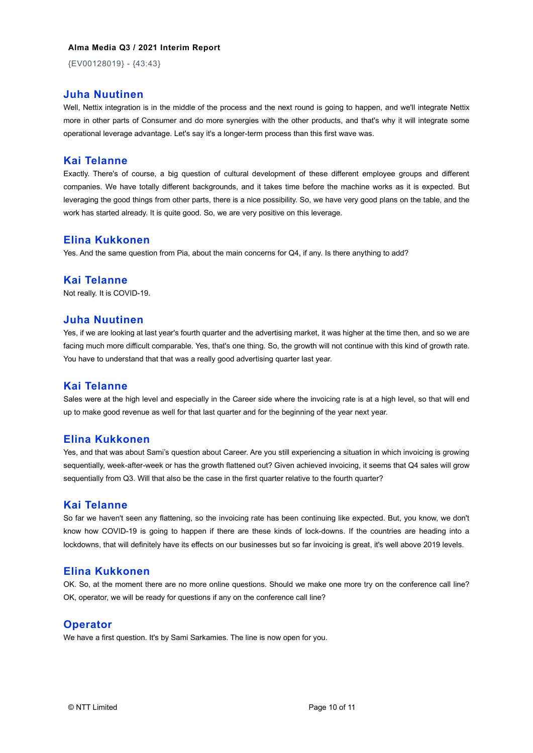## Juha Nuutinen

Well, Nettix integration is in the middle of the process and the next round is going to happen, and we'll integrate Nettix more in other parts of Consumer and do more synergies with the other products, and that's why it will integrate some operational leverage advantage. Let's say it's a longer-term process than this first wave was.

## Kai Telanne

Exactly. There's of course, a big question of cultural development of these different employee groups and different companies. We have totally different backgrounds, and it takes time before the machine works as it is expected. But leveraging the good things from other parts, there is a nice possibility. So, we have very good plans on the table, and the work has started already. It is quite good. So, we are very positive on this leverage.

## Elina Kukkonen

Yes. And the same question from Pia, about the main concerns for Q4, if any. Is there anything to add?

## Kai Telanne

Not really. It is COVID-19.

## Juha Nuutinen

Yes, if we are looking at last year's fourth quarter and the advertising market, it was higher at the time then, and so we are facing much more difficult comparable. Yes, that's one thing. So, the growth will not continue with this kind of growth rate. You have to understand that that was a really good advertising quarter last year.

## Kai Telanne

Sales were at the high level and especially in the Career side where the invoicing rate is at a high level, so that will end up to make good revenue as well for that last quarter and for the beginning of the year next year.

## Elina Kukkonen

Yes, and that was about Sami's question about Career. Are you still experiencing a situation in which invoicing is growing sequentially, week-after-week or has the growth flattened out? Given achieved invoicing, it seems that Q4 sales will grow sequentially from Q3. Will that also be the case in the first quarter relative to the fourth quarter?

## Kai Telanne

So far we haven't seen any flattening, so the invoicing rate has been continuing like expected. But, you know, we don't know how COVID-19 is going to happen if there are these kinds of lock-downs. If the countries are heading into a lockdowns, that will definitely have its effects on our businesses but so far invoicing is great, it's well above 2019 levels.

## Elina Kukkonen

OK. So, at the moment there are no more online questions. Should we make one more try on the conference call line? OK, operator, we will be ready for questions if any on the conference call line?

## Operator

We have a first question. It's by Sami Sarkamies. The line is now open for you.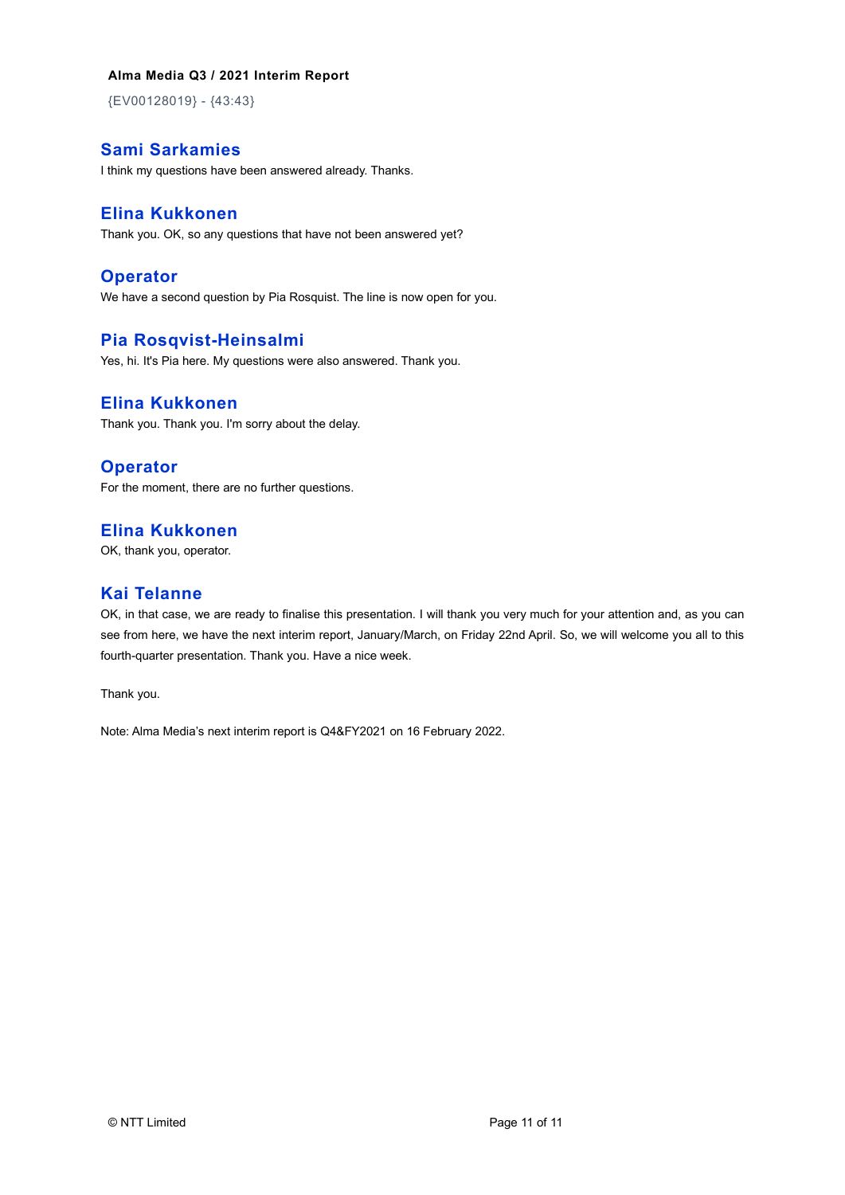**Alma Media Q3 / 2021 Interim Report**

{EV00128019} - {43:43}

## Sami Sarkamies

I think my questions have been answered already. Thanks.

## Elina Kukkonen

Thank you. OK, so any questions that have not been answered yet?

## Operator

We have a second question by Pia Rosquist. The line is now open for you.

## Pia Rosqvist-Heinsalmi

Yes, hi. It's Pia here. My questions were also answered. Thank you.

## Elina Kukkonen

Thank you. Thank you. I'm sorry about the delay.

## Operator

For the moment, there are no further questions.

## Elina Kukkonen

OK, thank you, operator.

## Kai Telanne

OK, in that case, we are ready to finalise this presentation. I will thank you very much for your attention and, as you can see from here, we have the next interim report, January/March, on Friday 22nd April. So, we will welcome you all to this fourth-quarter presentation. Thank you. Have a nice week.

Thank you.

Note: Alma Media's next interim report is Q4&FY2021 on 16 February 2022.